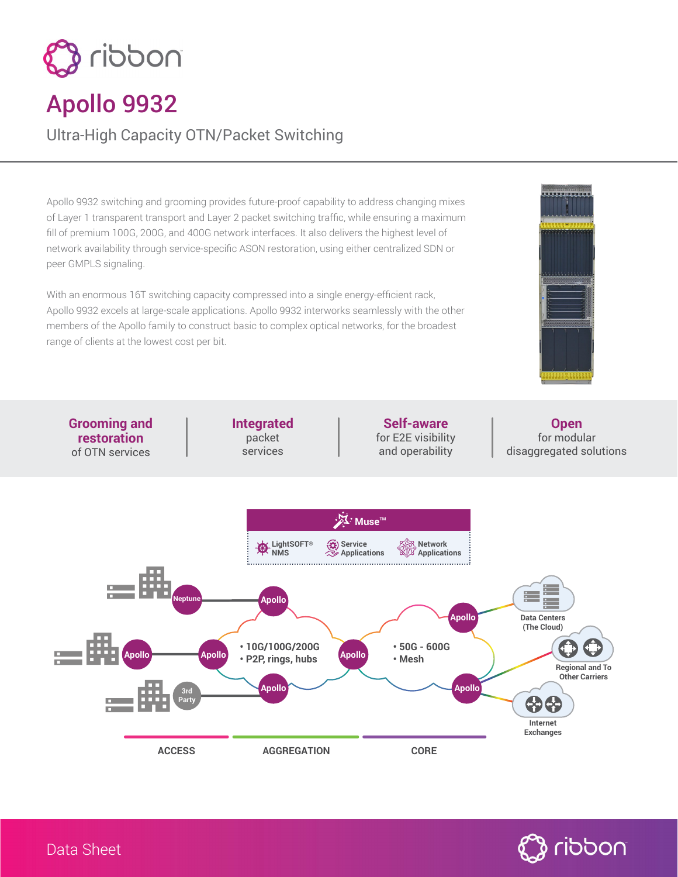# Apollo 9932

## Ultra-High Capacity OTN/Packet Switching

Apollo 9932 switching and grooming provides future-proof capability to address changing mixes of Layer 1 transparent transport and Layer 2 packet switching traffic, while ensuring a maximum fill of premium 100G, 200G, and 400G network interfaces. It also delivers the highest level of network availability through service-specific ASON restoration, using either centralized SDN or peer GMPLS signaling.

With an enormous 16T switching capacity compressed into a single energy-efficient rack, Apollo 9932 excels at large-scale applications. Apollo 9932 interworks seamlessly with the other members of the Apollo family to construct basic to complex optical networks, for the broadest range of clients at the lowest cost per bit.

**Grooming and restoration** of OTN services

**Integrated** packet services

**Self-aware** for E2E visibility and operability

**Open** for modular disaggregated solutions

Muse™

LightSOFT® NMS | Service Applications | Network Applications

Neptune | Apollo | Apollo | Apollo | 3rd Party | Apollo | Apollo | Apollo | Apollo | Apollo

• 10G/100G/200G
• P2P, rings, hubs

• 50G - 600G
• Mesh

Data Centers (The Cloud)

Regional and To Other Carriers

Internet Exchanges

ACCESS | AGGREGATION | CORE

Data Sheet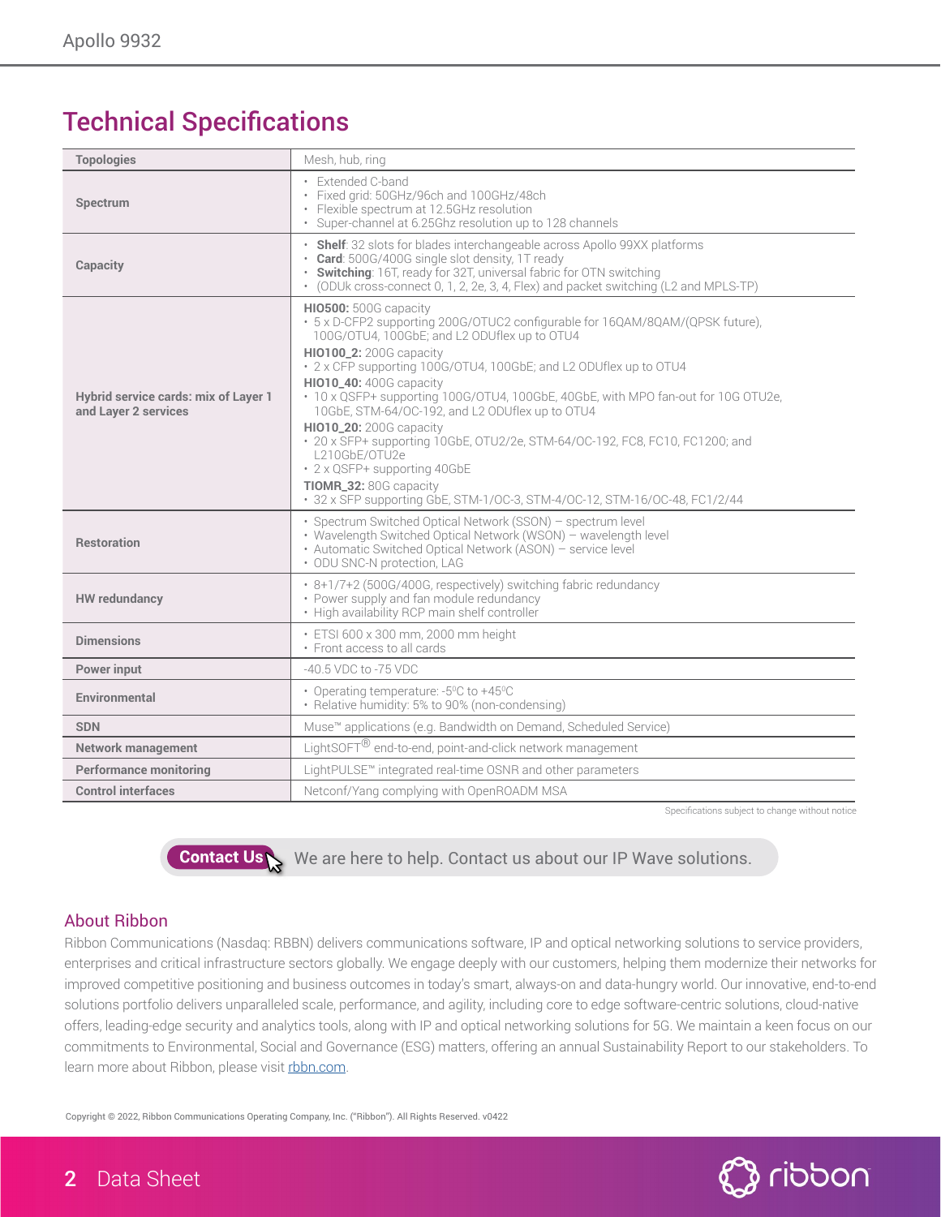## Technical Specifications

| | |
|---|---|
| **Topologies** | Mesh, hub, ring |
| **Spectrum** | • Extended C-band<br>• Fixed grid: 50GHz/96ch and 100GHz/48ch<br>• Flexible spectrum at 12.5GHz resolution<br>• Super-channel at 6.25Ghz resolution up to 128 channels |
| **Capacity** | • **Shelf**: 32 slots for blades interchangeable across Apollo 99XX platforms<br>• **Card**: 500G/400G single slot density, 1T ready<br>• **Switching**: 16T, ready for 32T, universal fabric for OTN switching<br>• (ODUk cross-connect 0, 1, 2, 2e, 3, 4, Flex) and packet switching (L2 and MPLS-TP) |
| **Hybrid service cards: mix of Layer 1 and Layer 2 services** | **HIO500:** 500G capacity<br>• 5 x D-CFP2 supporting 200G/OTUC2 configurable for 16QAM/8QAM/(QPSK future), 100G/OTU4, 100GbE; and L2 ODUflex up to OTU4<br>**HIO100_2:** 200G capacity<br>• 2 x CFP supporting 100G/OTU4, 100GbE; and L2 ODUflex up to OTU4<br>**HIO10_40:** 400G capacity<br>• 10 x QSFP+ supporting 100G/OTU4, 100GbE, 40GbE, with MPO fan-out for 10G OTU2e, 10GbE, STM-64/OC-192, and L2 ODUflex up to OTU4<br>**HIO10_20:** 200G capacity<br>• 20 x SFP+ supporting 10GbE, OTU2/2e, STM-64/OC-192, FC8, FC10, FC1200; and L210GbE/OTU2e<br>• 2 x QSFP+ supporting 40GbE<br>**TIOMR_32:** 80G capacity<br>• 32 x SFP supporting GbE, STM-1/OC-3, STM-4/OC-12, STM-16/OC-48, FC1/2/44 |
| **Restoration** | • Spectrum Switched Optical Network (SSON) – spectrum level<br>• Wavelength Switched Optical Network (WSON) – wavelength level<br>• Automatic Switched Optical Network (ASON) – service level<br>• ODU SNC-N protection, LAG |
| **HW redundancy** | • 8+1/7+2 (500G/400G, respectively) switching fabric redundancy<br>• Power supply and fan module redundancy<br>• High availability RCP main shelf controller |
| **Dimensions** | • ETSI 600 x 300 mm, 2000 mm height<br>• Front access to all cards |
| **Power input** | -40.5 VDC to -75 VDC |
| **Environmental** | • Operating temperature: -5⁰C to +45⁰C<br>• Relative humidity: 5% to 90% (non-condensing) |
| **SDN** | Muse™ applications (e.g. Bandwidth on Demand, Scheduled Service) |
| **Network management** | LightSOFT® end-to-end, point-and-click network management |
| **Performance monitoring** | LightPULSE™ integrated real-time OSNR and other parameters |
| **Control interfaces** | Netconf/Yang complying with OpenROADM MSA |

Specifications subject to change without notice

**Contact Us** We are here to help. Contact us about our IP Wave solutions.

### About Ribbon

Ribbon Communications (Nasdaq: RBBN) delivers communications software, IP and optical networking solutions to service providers, enterprises and critical infrastructure sectors globally. We engage deeply with our customers, helping them modernize their networks for improved competitive positioning and business outcomes in today's smart, always-on and data-hungry world. Our innovative, end-to-end solutions portfolio delivers unparalleled scale, performance, and agility, including core to edge software-centric solutions, cloud-native offers, leading-edge security and analytics tools, along with IP and optical networking solutions for 5G. We maintain a keen focus on our commitments to Environmental, Social and Governance (ESG) matters, offering an annual Sustainability Report to our stakeholders. To learn more about Ribbon, please visit rbbn.com.

Copyright © 2022, Ribbon Communications Operating Company, Inc. ("Ribbon"). All Rights Reserved. v0422